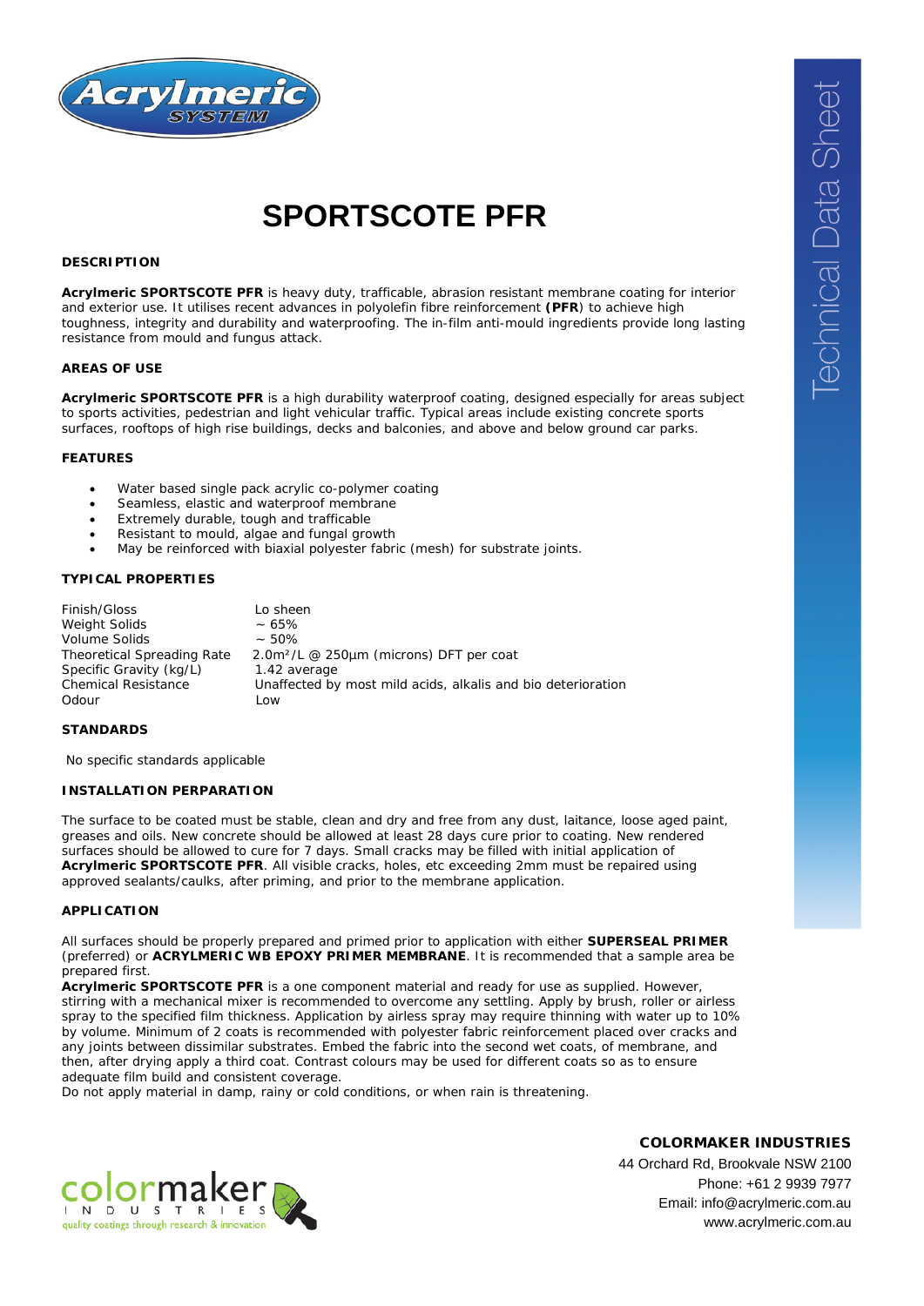# SPORTSCOTE PFR

## DESCRIPTION

**Acrylmeric SPORTSCOTE PFR** is heavy duty, trafficable, abrasion resistant membrane coating for interior and exterior use. It utilises recent advances in polyolefin fibre reinforcement **(PFR**) to achieve high toughness, integrity and durability and waterproofing. The in-film anti-mould ingredients provide long lasting resistance from mould and fungus attack.

## AREAS OF USE

**Acrylmeric SPORTSCOTE PFR** is a high durability waterproof coating, designed especially for areas subject to sports activities, pedestrian and light vehicular traffic. Typical areas include existing concrete sports surfaces, rooftops of high rise buildings, decks and balconies, and above and below ground car parks.

## FEATURES

- Water based single pack acrylic co-polymer coating
- Seamless, elastic and waterproof membrane
- Extremely durable, tough and trafficable
- Resistant to mould, algae and fungal growth
- May be reinforced with biaxial polyester fabric (mesh) for substrate joints.

## TYPICAL PROPERTIES

| | |
|---|---|
| Finish/Gloss | Lo sheen |
| Weight Solids | ~ 65% |
| Volume Solids | ~ 50% |
| Theoretical Spreading Rate | 2.0m²/L @ 250µm (microns) DFT per coat |
| Specific Gravity (kg/L) | 1.42 average |
| Chemical Resistance | Unaffected by most mild acids, alkalis and bio deterioration |
| Odour | Low |

## STANDARDS

No specific standards applicable

## INSTALLATION PERPARATION

The surface to be coated must be stable, clean and dry and free from any dust, laitance, loose aged paint, greases and oils. New concrete should be allowed at least 28 days cure prior to coating. New rendered surfaces should be allowed to cure for 7 days. Small cracks may be filled with initial application of **Acrylmeric SPORTSCOTE PFR**. All visible cracks, holes, etc exceeding 2mm must be repaired using approved sealants/caulks, after priming, and prior to the membrane application.

## APPLICATION

All surfaces should be properly prepared and primed prior to application with either **SUPERSEAL PRIMER** (preferred) or **ACRYLMERIC WB EPOXY PRIMER MEMBRANE**. It is recommended that a sample area be prepared first.

**Acrylmeric SPORTSCOTE PFR** is a one component material and ready for use as supplied. However, stirring with a mechanical mixer is recommended to overcome any settling. Apply by brush, roller or airless spray to the specified film thickness. Application by airless spray may require thinning with water up to 10% by volume. Minimum of 2 coats is recommended with polyester fabric reinforcement placed over cracks and any joints between dissimilar substrates. Embed the fabric into the second wet coats, of membrane, and then, after drying apply a third coat. Contrast colours may be used for different coats so as to ensure adequate film build and consistent coverage.

Do not apply material in damp, rainy or cold conditions, or when rain is threatening.

**COLORMAKER INDUSTRIES**
44 Orchard Rd, Brookvale NSW 2100
Phone: +61 2 9939 7977
Email: info@acrylmeric.com.au
www.acrylmeric.com.au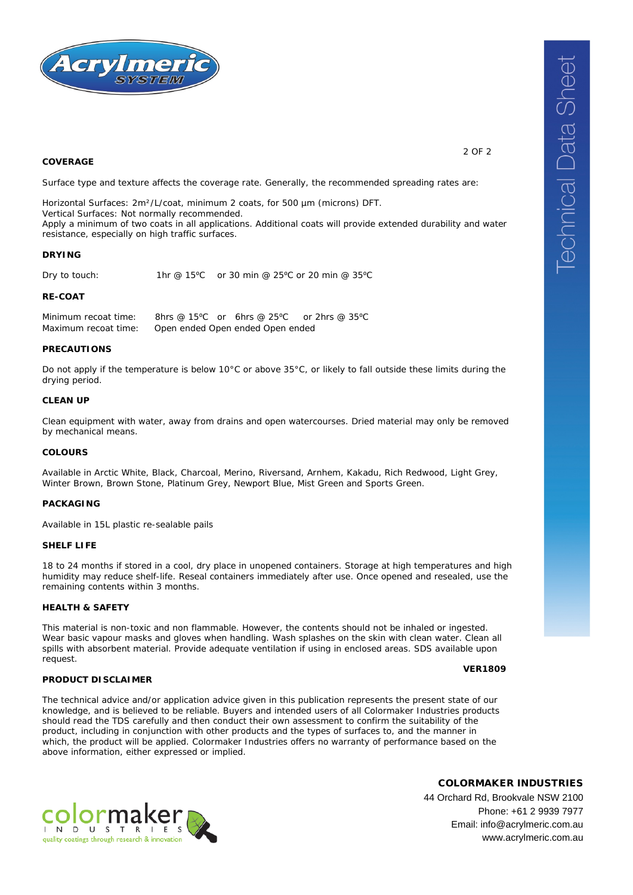## COVERAGE

Surface type and texture affects the coverage rate. Generally, the recommended spreading rates are:

Horizontal Surfaces: 2m²/L/coat, minimum 2 coats, for 500 µm (microns) DFT.
Vertical Surfaces: Not normally recommended.
Apply a minimum of two coats in all applications. Additional coats will provide extended durability and water resistance, especially on high traffic surfaces.

## DRYING

Dry to touch: 1hr @ 15ºC or 30 min @ 25ºC or 20 min @ 35ºC

## RE-COAT

| | | | |
|---|---|---|---|
| Minimum recoat time: | 8hrs @ 15ºC or | 6hrs @ 25ºC | or 2hrs @ 35ºC |
| Maximum recoat time: | Open ended | Open ended | Open ended |

## PRECAUTIONS

Do not apply if the temperature is below 10°C or above 35°C, or likely to fall outside these limits during the drying period.

## CLEAN UP

Clean equipment with water, away from drains and open watercourses. Dried material may only be removed by mechanical means.

## COLOURS

Available in Arctic White, Black, Charcoal, Merino, Riversand, Arnhem, Kakadu, Rich Redwood, Light Grey, Winter Brown, Brown Stone, Platinum Grey, Newport Blue, Mist Green and Sports Green.

## PACKAGING

Available in 15L plastic re-sealable pails

## SHELF LIFE

18 to 24 months if stored in a cool, dry place in unopened containers. Storage at high temperatures and high humidity may reduce shelf-life. Reseal containers immediately after use. Once opened and resealed, use the remaining contents within 3 months.

## HEALTH & SAFETY

This material is non-toxic and non flammable. However, the contents should not be inhaled or ingested. Wear basic vapour masks and gloves when handling. Wash splashes on the skin with clean water. Clean all spills with absorbent material. Provide adequate ventilation if using in enclosed areas. SDS available upon request.

**VER1809**

## PRODUCT DISCLAIMER

The technical advice and/or application advice given in this publication represents the present state of our knowledge, and is believed to be reliable. Buyers and intended users of all Colormaker Industries products should read the TDS carefully and then conduct their own assessment to confirm the suitability of the product, including in conjunction with other products and the types of surfaces to, and the manner in which, the product will be applied. Colormaker Industries offers no warranty of performance based on the above information, either expressed or implied.

**COLORMAKER INDUSTRIES**
44 Orchard Rd, Brookvale NSW 2100
Phone: +61 2 9939 7977
Email: info@acrylmeric.com.au
www.acrylmeric.com.au